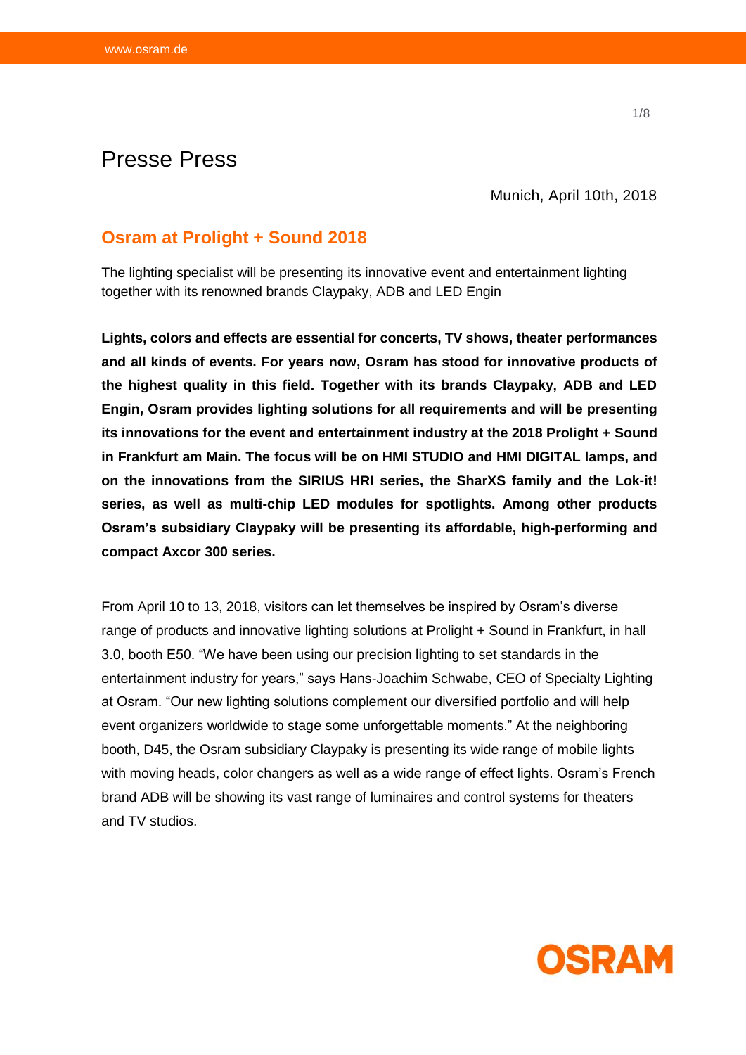Presse Press

Munich, April 10th, 2018

## Osram at Prolight + Sound 2018

The lighting specialist will be presenting its innovative event and entertainment lighting together with its renowned brands Claypaky, ADB and LED Engin

**Lights, colors and effects are essential for concerts, TV shows, theater performances and all kinds of events. For years now, Osram has stood for innovative products of the highest quality in this field. Together with its brands Claypaky, ADB and LED Engin, Osram provides lighting solutions for all requirements and will be presenting its innovations for the event and entertainment industry at the 2018 Prolight + Sound in Frankfurt am Main. The focus will be on HMI STUDIO and HMI DIGITAL lamps, and on the innovations from the SIRIUS HRI series, the SharXS family and the Lok-it! series, as well as multi-chip LED modules for spotlights. Among other products Osram's subsidiary Claypaky will be presenting its affordable, high-performing and compact Axcor 300 series.**

From April 10 to 13, 2018, visitors can let themselves be inspired by Osram's diverse range of products and innovative lighting solutions at Prolight + Sound in Frankfurt, in hall 3.0, booth E50. "We have been using our precision lighting to set standards in the entertainment industry for years," says Hans-Joachim Schwabe, CEO of Specialty Lighting at Osram. "Our new lighting solutions complement our diversified portfolio and will help event organizers worldwide to stage some unforgettable moments." At the neighboring booth, D45, the Osram subsidiary Claypaky is presenting its wide range of mobile lights with moving heads, color changers as well as a wide range of effect lights. Osram's French brand ADB will be showing its vast range of luminaires and control systems for theaters and TV studios.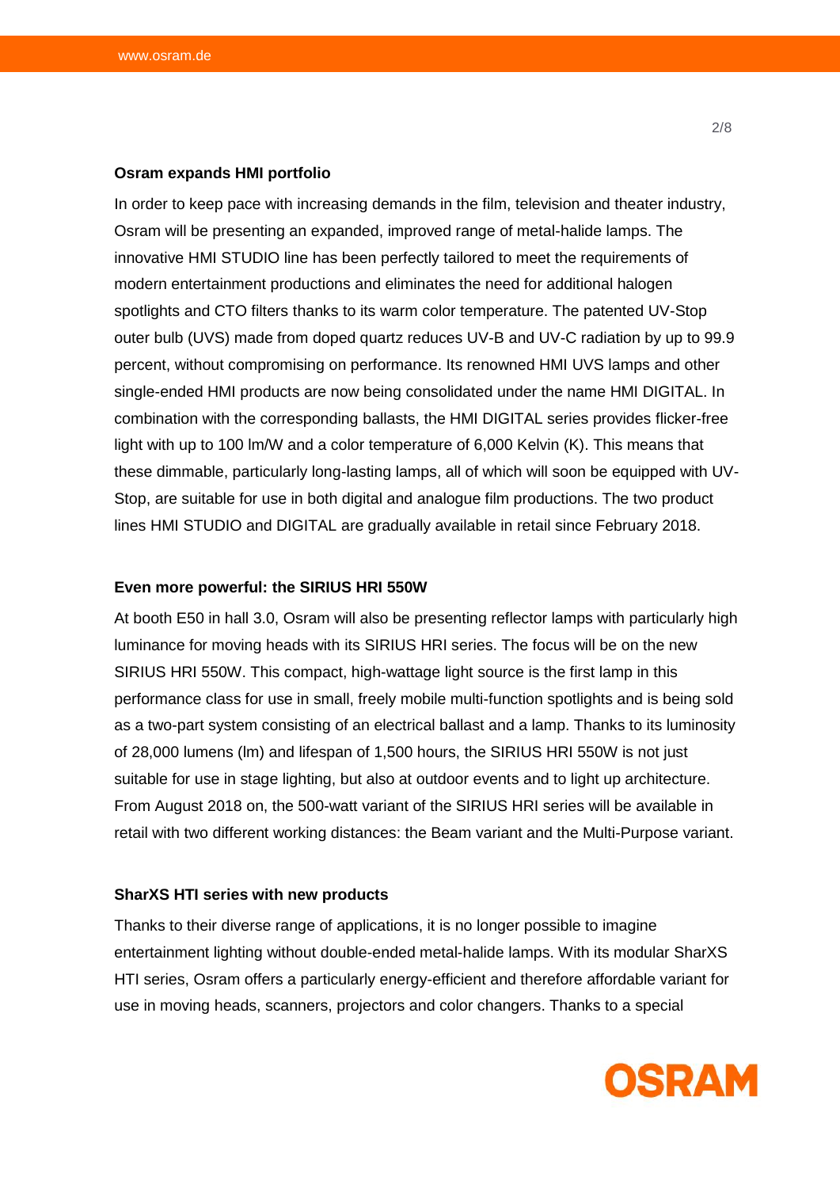**Osram expands HMI portfolio**

In order to keep pace with increasing demands in the film, television and theater industry, Osram will be presenting an expanded, improved range of metal-halide lamps. The innovative HMI STUDIO line has been perfectly tailored to meet the requirements of modern entertainment productions and eliminates the need for additional halogen spotlights and CTO filters thanks to its warm color temperature. The patented UV-Stop outer bulb (UVS) made from doped quartz reduces UV-B and UV-C radiation by up to 99.9 percent, without compromising on performance. Its renowned HMI UVS lamps and other single-ended HMI products are now being consolidated under the name HMI DIGITAL. In combination with the corresponding ballasts, the HMI DIGITAL series provides flicker-free light with up to 100 lm/W and a color temperature of 6,000 Kelvin (K). This means that these dimmable, particularly long-lasting lamps, all of which will soon be equipped with UV-Stop, are suitable for use in both digital and analogue film productions. The two product lines HMI STUDIO and DIGITAL are gradually available in retail since February 2018.

**Even more powerful: the SIRIUS HRI 550W**

At booth E50 in hall 3.0, Osram will also be presenting reflector lamps with particularly high luminance for moving heads with its SIRIUS HRI series. The focus will be on the new SIRIUS HRI 550W. This compact, high-wattage light source is the first lamp in this performance class for use in small, freely mobile multi-function spotlights and is being sold as a two-part system consisting of an electrical ballast and a lamp. Thanks to its luminosity of 28,000 lumens (lm) and lifespan of 1,500 hours, the SIRIUS HRI 550W is not just suitable for use in stage lighting, but also at outdoor events and to light up architecture. From August 2018 on, the 500-watt variant of the SIRIUS HRI series will be available in retail with two different working distances: the Beam variant and the Multi-Purpose variant.

**SharXS HTI series with new products**

Thanks to their diverse range of applications, it is no longer possible to imagine entertainment lighting without double-ended metal-halide lamps. With its modular SharXS HTI series, Osram offers a particularly energy-efficient and therefore affordable variant for use in moving heads, scanners, projectors and color changers. Thanks to a special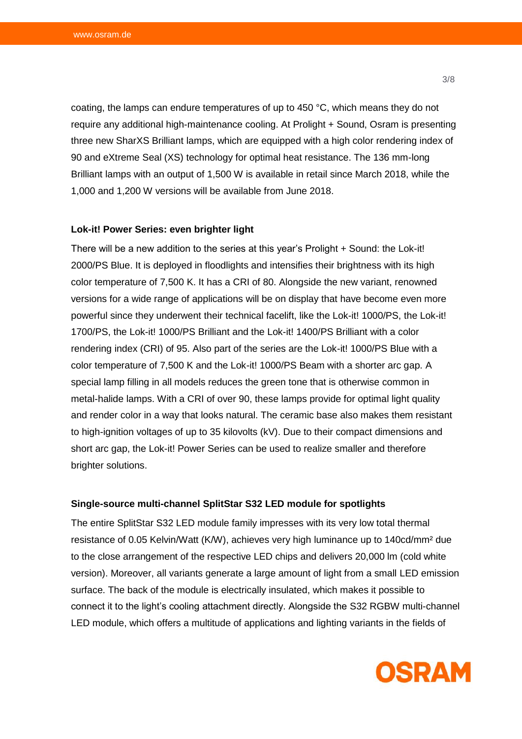coating, the lamps can endure temperatures of up to 450 °C, which means they do not require any additional high-maintenance cooling. At Prolight + Sound, Osram is presenting three new SharXS Brilliant lamps, which are equipped with a high color rendering index of 90 and eXtreme Seal (XS) technology for optimal heat resistance. The 136 mm-long Brilliant lamps with an output of 1,500 W is available in retail since March 2018, while the 1,000 and 1,200 W versions will be available from June 2018.

**Lok-it! Power Series: even brighter light**

There will be a new addition to the series at this year's Prolight + Sound: the Lok-it! 2000/PS Blue. It is deployed in floodlights and intensifies their brightness with its high color temperature of 7,500 K. It has a CRI of 80. Alongside the new variant, renowned versions for a wide range of applications will be on display that have become even more powerful since they underwent their technical facelift, like the Lok-it! 1000/PS, the Lok-it! 1700/PS, the Lok-it! 1000/PS Brilliant and the Lok-it! 1400/PS Brilliant with a color rendering index (CRI) of 95. Also part of the series are the Lok-it! 1000/PS Blue with a color temperature of 7,500 K and the Lok-it! 1000/PS Beam with a shorter arc gap. A special lamp filling in all models reduces the green tone that is otherwise common in metal-halide lamps. With a CRI of over 90, these lamps provide for optimal light quality and render color in a way that looks natural. The ceramic base also makes them resistant to high-ignition voltages of up to 35 kilovolts (kV). Due to their compact dimensions and short arc gap, the Lok-it! Power Series can be used to realize smaller and therefore brighter solutions.

**Single-source multi-channel SplitStar S32 LED module for spotlights**

The entire SplitStar S32 LED module family impresses with its very low total thermal resistance of 0.05 Kelvin/Watt (K/W), achieves very high luminance up to 140cd/mm² due to the close arrangement of the respective LED chips and delivers 20,000 lm (cold white version). Moreover, all variants generate a large amount of light from a small LED emission surface. The back of the module is electrically insulated, which makes it possible to connect it to the light's cooling attachment directly. Alongside the S32 RGBW multi-channel LED module, which offers a multitude of applications and lighting variants in the fields of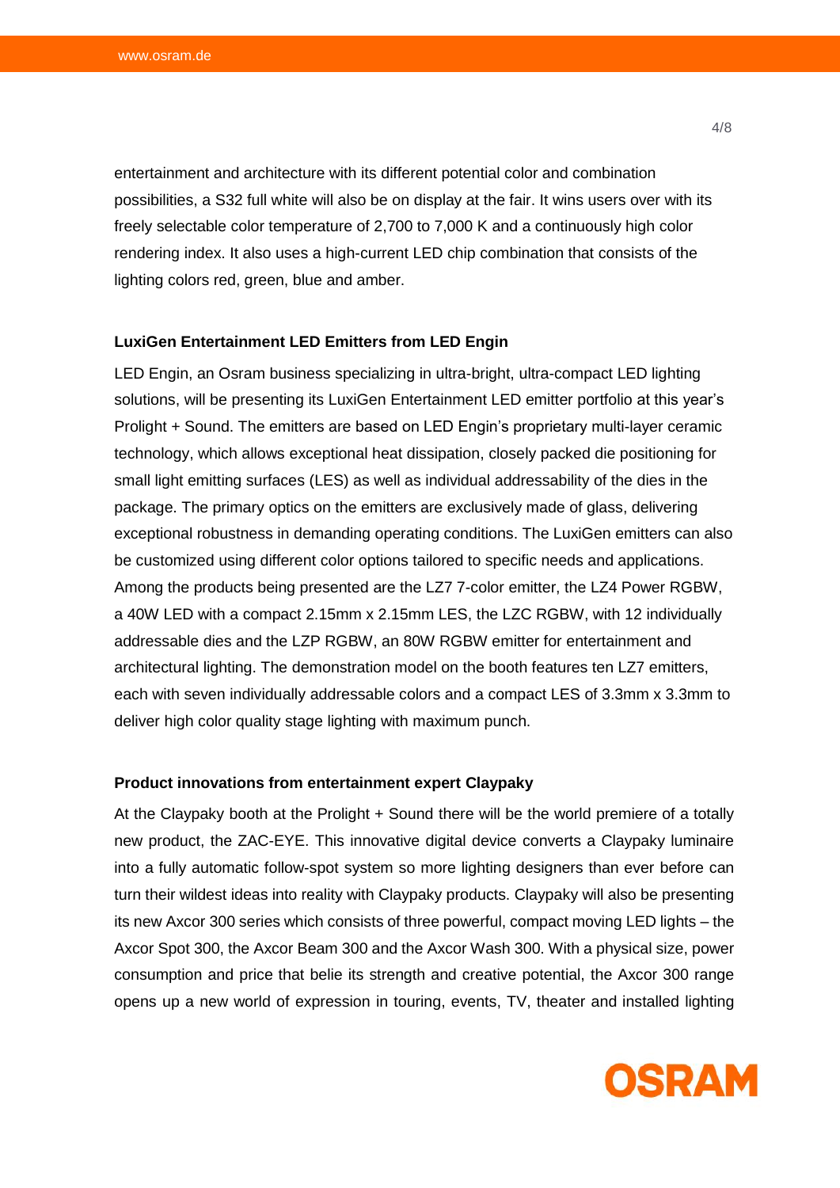entertainment and architecture with its different potential color and combination possibilities, a S32 full white will also be on display at the fair. It wins users over with its freely selectable color temperature of 2,700 to 7,000 K and a continuously high color rendering index. It also uses a high-current LED chip combination that consists of the lighting colors red, green, blue and amber.

**LuxiGen Entertainment LED Emitters from LED Engin**

LED Engin, an Osram business specializing in ultra-bright, ultra-compact LED lighting solutions, will be presenting its LuxiGen Entertainment LED emitter portfolio at this year's Prolight + Sound. The emitters are based on LED Engin's proprietary multi-layer ceramic technology, which allows exceptional heat dissipation, closely packed die positioning for small light emitting surfaces (LES) as well as individual addressability of the dies in the package. The primary optics on the emitters are exclusively made of glass, delivering exceptional robustness in demanding operating conditions. The LuxiGen emitters can also be customized using different color options tailored to specific needs and applications. Among the products being presented are the LZ7 7-color emitter, the LZ4 Power RGBW, a 40W LED with a compact 2.15mm x 2.15mm LES, the LZC RGBW, with 12 individually addressable dies and the LZP RGBW, an 80W RGBW emitter for entertainment and architectural lighting. The demonstration model on the booth features ten LZ7 emitters, each with seven individually addressable colors and a compact LES of 3.3mm x 3.3mm to deliver high color quality stage lighting with maximum punch.

**Product innovations from entertainment expert Claypaky**

At the Claypaky booth at the Prolight + Sound there will be the world premiere of a totally new product, the ZAC-EYE. This innovative digital device converts a Claypaky luminaire into a fully automatic follow-spot system so more lighting designers than ever before can turn their wildest ideas into reality with Claypaky products. Claypaky will also be presenting its new Axcor 300 series which consists of three powerful, compact moving LED lights – the Axcor Spot 300, the Axcor Beam 300 and the Axcor Wash 300. With a physical size, power consumption and price that belie its strength and creative potential, the Axcor 300 range opens up a new world of expression in touring, events, TV, theater and installed lighting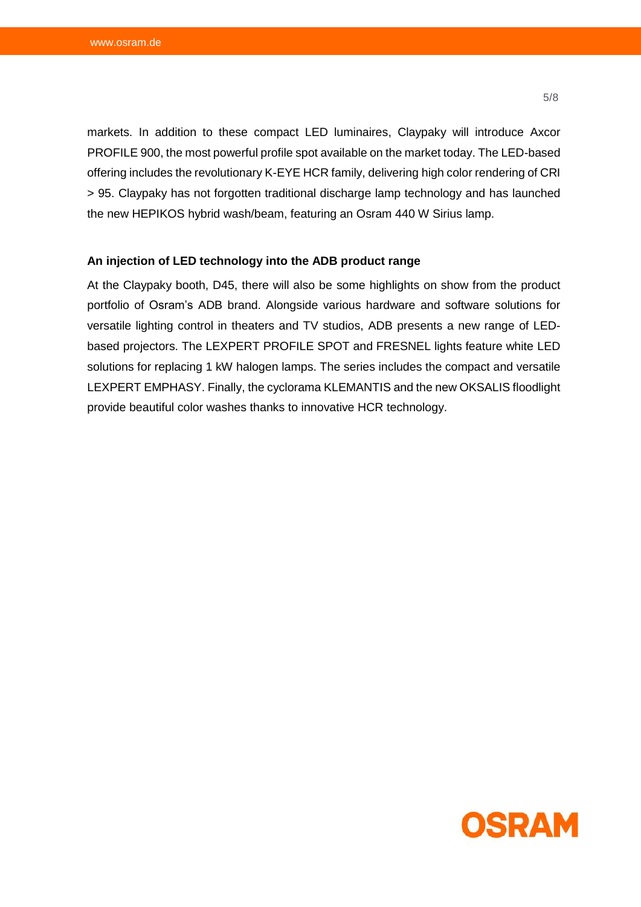markets. In addition to these compact LED luminaires, Claypaky will introduce Axcor PROFILE 900, the most powerful profile spot available on the market today. The LED-based offering includes the revolutionary K-EYE HCR family, delivering high color rendering of CRI > 95. Claypaky has not forgotten traditional discharge lamp technology and has launched the new HEPIKOS hybrid wash/beam, featuring an Osram 440 W Sirius lamp.

**An injection of LED technology into the ADB product range**

At the Claypaky booth, D45, there will also be some highlights on show from the product portfolio of Osram's ADB brand. Alongside various hardware and software solutions for versatile lighting control in theaters and TV studios, ADB presents a new range of LED-based projectors. The LEXPERT PROFILE SPOT and FRESNEL lights feature white LED solutions for replacing 1 kW halogen lamps. The series includes the compact and versatile LEXPERT EMPHASY. Finally, the cyclorama KLEMANTIS and the new OKSALIS floodlight provide beautiful color washes thanks to innovative HCR technology.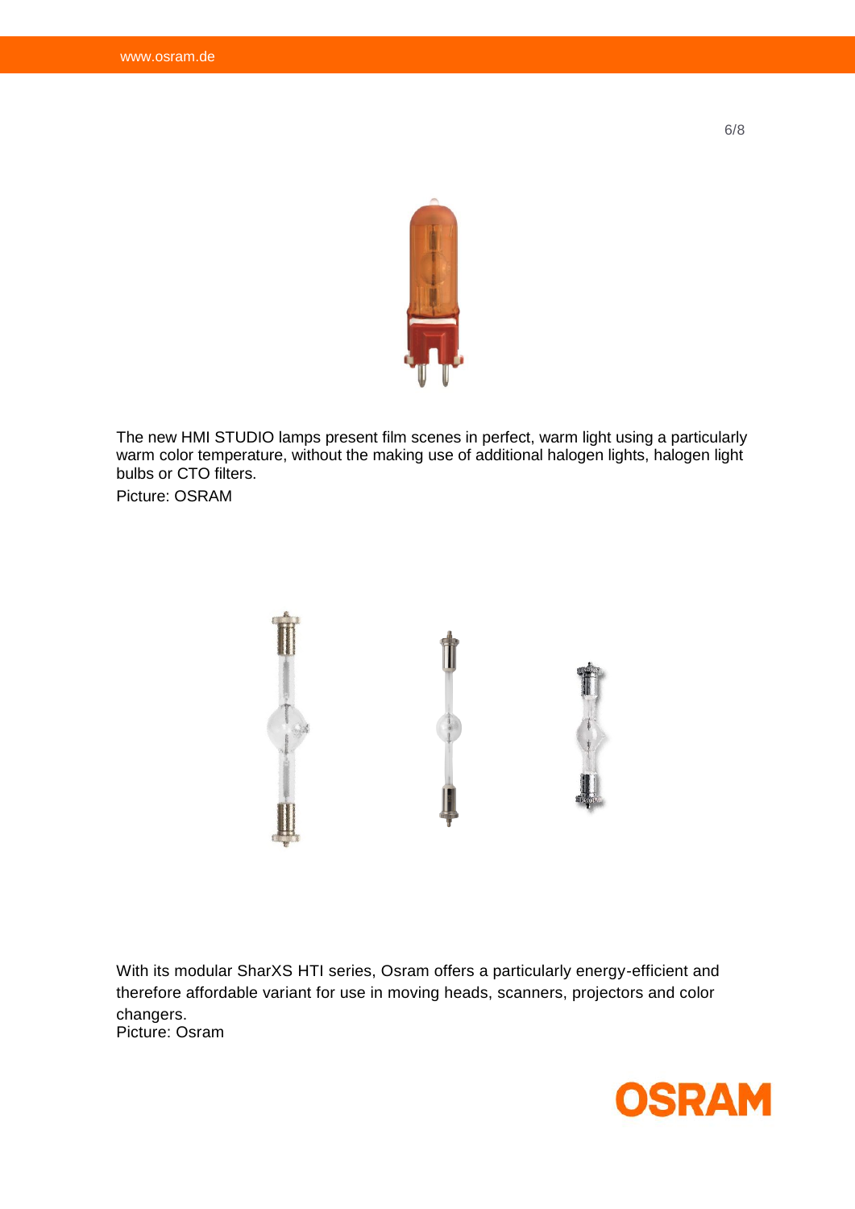The new HMI STUDIO lamps present film scenes in perfect, warm light using a particularly warm color temperature, without the making use of additional halogen lights, halogen light bulbs or CTO filters.

Picture: OSRAM

With its modular SharXS HTI series, Osram offers a particularly energy-efficient and therefore affordable variant for use in moving heads, scanners, projectors and color changers.

Picture: Osram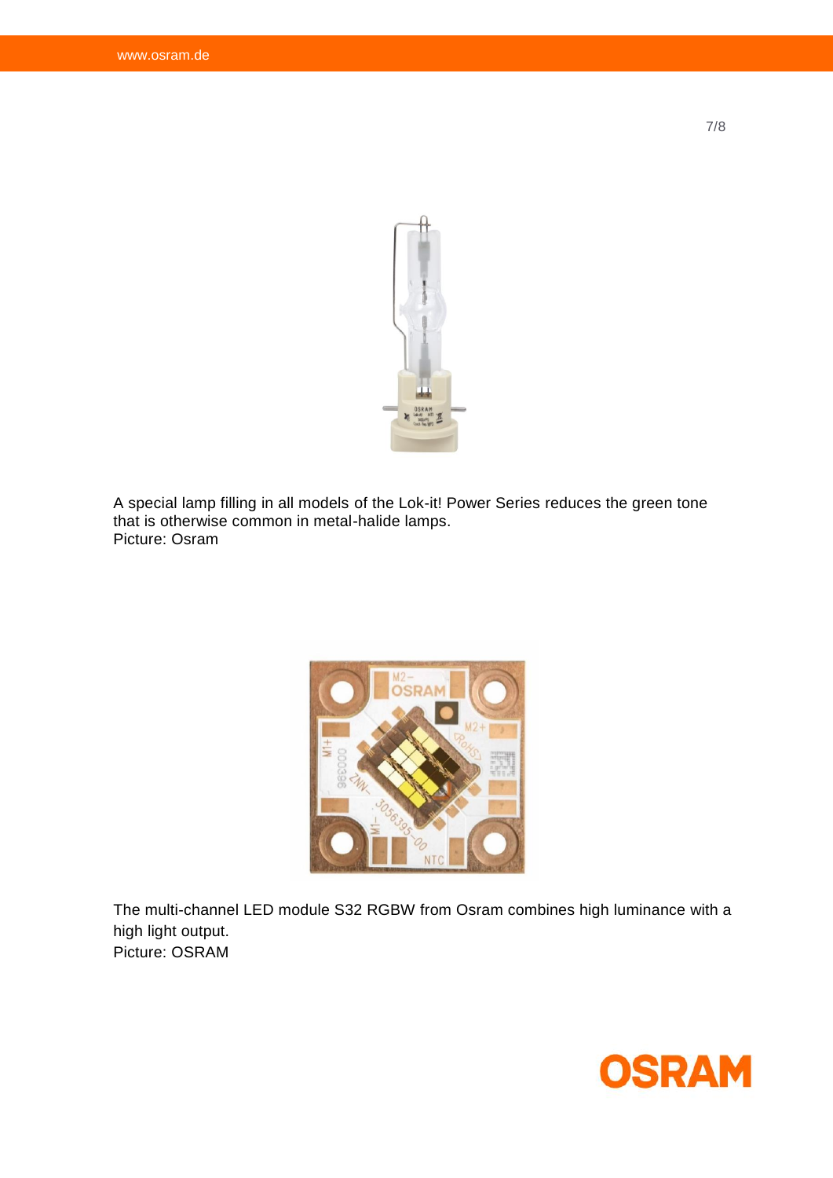A special lamp filling in all models of the Lok-it! Power Series reduces the green tone that is otherwise common in metal-halide lamps.
Picture: Osram

The multi-channel LED module S32 RGBW from Osram combines high luminance with a high light output.
Picture: OSRAM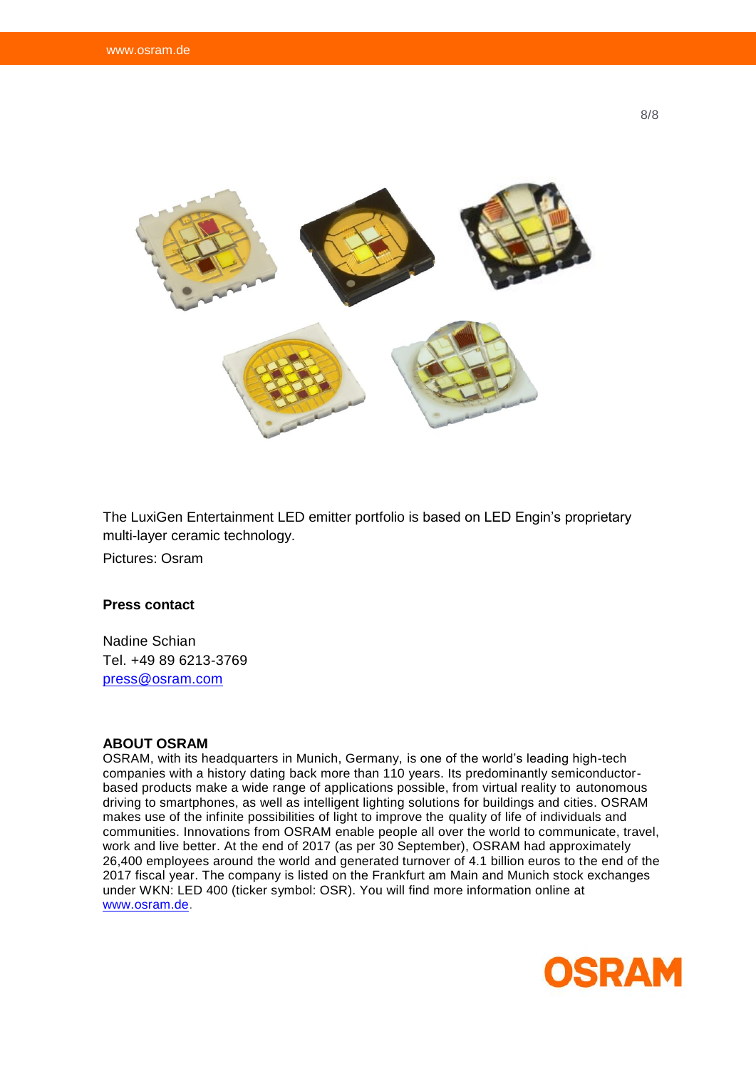The LuxiGen Entertainment LED emitter portfolio is based on LED Engin's proprietary multi-layer ceramic technology.

Pictures: Osram

**Press contact**

Nadine Schian
Tel. +49 89 6213-3769
press@osram.com

**ABOUT OSRAM**

OSRAM, with its headquarters in Munich, Germany, is one of the world's leading high-tech companies with a history dating back more than 110 years. Its predominantly semiconductor-based products make a wide range of applications possible, from virtual reality to autonomous driving to smartphones, as well as intelligent lighting solutions for buildings and cities. OSRAM makes use of the infinite possibilities of light to improve the quality of life of individuals and communities. Innovations from OSRAM enable people all over the world to communicate, travel, work and live better. At the end of 2017 (as per 30 September), OSRAM had approximately 26,400 employees around the world and generated turnover of 4.1 billion euros to the end of the 2017 fiscal year. The company is listed on the Frankfurt am Main and Munich stock exchanges under WKN: LED 400 (ticker symbol: OSR). You will find more information online at www.osram.de.